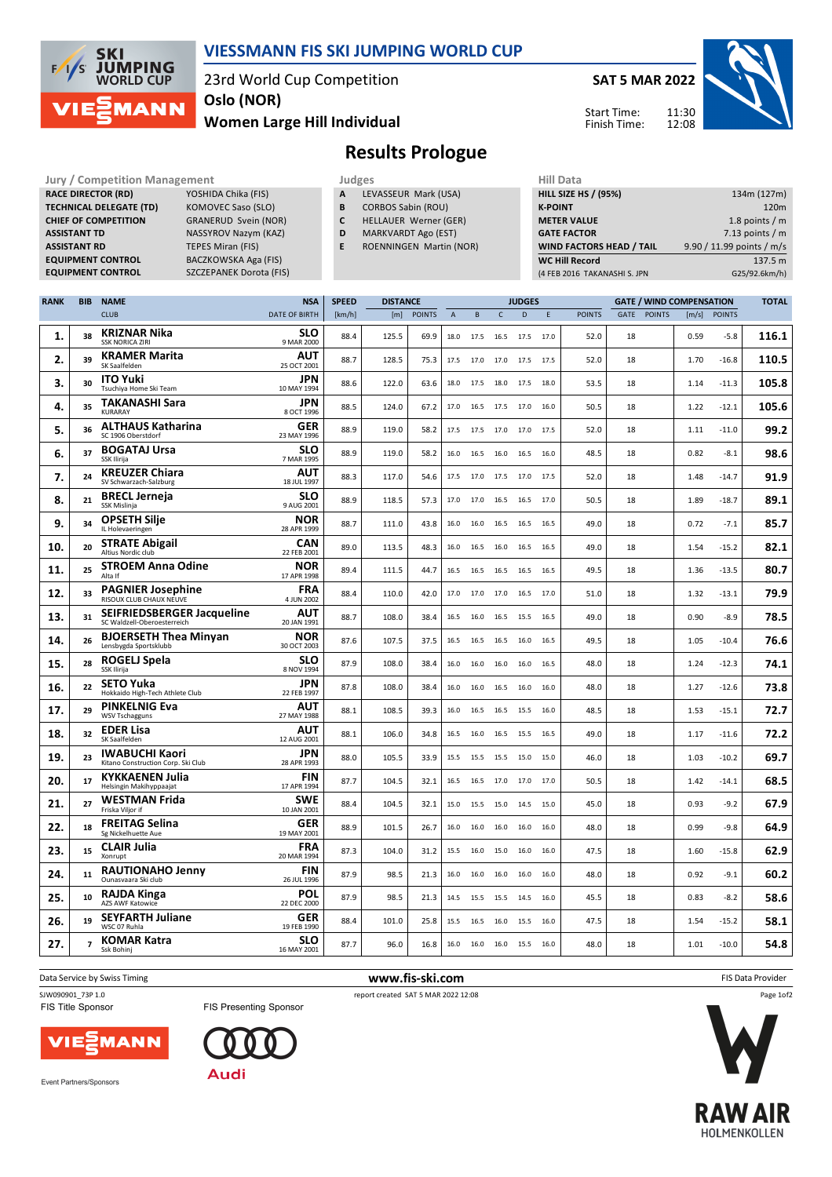# VIESSMANN FIS SKI JUMPING WORLD CUP

23rd World Cup Competition
Oslo (NOR)
**Women Large Hill Individual**

**SAT 5 MAR 2022**

Start Time: 11:30
Finish Time: 12:08

## Results Prologue

| Jury / Competition Management | |
|---|---|
| RACE DIRECTOR (RD) | YOSHIDA Chika (FIS) |
| TECHNICAL DELEGATE (TD) | KOMOVEC Saso (SLO) |
| CHIEF OF COMPETITION | GRANERUD Svein (NOR) |
| ASSISTANT TD | NASSYROV Nazym (KAZ) |
| ASSISTANT RD | TEPES Miran (FIS) |
| EQUIPMENT CONTROL | BACZKOWSKA Aga (FIS) |
| EQUIPMENT CONTROL | SZCZEPANEK Dorota (FIS) |

| Judges | |
|---|---|
| A | LEVASSEUR Mark (USA) |
| B | CORBOS Sabin (ROU) |
| C | HELLAUER Werner (GER) |
| D | MARKVARDT Ago (EST) |
| E | ROENNINGEN Martin (NOR) |

| Hill Data | |
|---|---|
| HILL SIZE HS / (95%) | 134m (127m) |
| K-POINT | 120m |
| METER VALUE | 1.8 points / m |
| GATE FACTOR | 7.13 points / m |
| WIND FACTORS HEAD / TAIL | 9.90 / 11.99 points / m/s |
| WC Hill Record | 137.5 m |
| (4 FEB 2016 TAKANASHI S. JPN | G25/92.6km/h) |

| RANK | BIB | NAME / CLUB | NSA / DATE OF BIRTH | SPEED [km/h] | DISTANCE [m] | DISTANCE POINTS | A | B | C | D | E | JUDGES POINTS | GATE | GATE POINTS | WIND [m/s] | WIND POINTS | TOTAL |
|---|---|---|---|---|---|---|---|---|---|---|---|---|---|---|---|---|---|
| 1. | 38 | **KRIZNAR Nika** SSK NORICA ZIRI | SLO 9 MAR 2000 | 88.4 | 125.5 | 69.9 | 18.0 | 17.5 | 16.5 | 17.5 | 17.0 | 52.0 | 18 | | 0.59 | -5.8 | 116.1 |
| 2. | 39 | **KRAMER Marita** SK Saalfelden | AUT 25 OCT 2001 | 88.7 | 128.5 | 75.3 | 17.5 | 17.0 | 17.0 | 17.5 | 17.5 | 52.0 | 18 | | 1.70 | -16.8 | 110.5 |
| 3. | 30 | **ITO Yuki** Tsuchiya Home Ski Team | JPN 10 MAY 1994 | 88.6 | 122.0 | 63.6 | 18.0 | 17.5 | 18.0 | 17.5 | 18.0 | 53.5 | 18 | | 1.14 | -11.3 | 105.8 |
| 4. | 35 | **TAKANASHI Sara** KURARAY | JPN 8 OCT 1996 | 88.5 | 124.0 | 67.2 | 17.0 | 16.5 | 17.5 | 17.0 | 16.0 | 50.5 | 18 | | 1.22 | -12.1 | 105.6 |
| 5. | 36 | **ALTHAUS Katharina** SC 1906 Oberstdorf | GER 23 MAY 1996 | 88.9 | 119.0 | 58.2 | 17.5 | 17.5 | 17.0 | 17.0 | 17.5 | 52.0 | 18 | | 1.11 | -11.0 | 99.2 |
| 6. | 37 | **BOGATAJ Ursa** SSK Ilirija | SLO 7 MAR 1995 | 88.9 | 119.0 | 58.2 | 16.0 | 16.5 | 16.0 | 16.5 | 16.0 | 48.5 | 18 | | 0.82 | -8.1 | 98.6 |
| 7. | 24 | **KREUZER Chiara** SV Schwarzach-Salzburg | AUT 18 JUL 1997 | 88.3 | 117.0 | 54.6 | 17.5 | 17.0 | 17.5 | 17.0 | 17.5 | 52.0 | 18 | | 1.48 | -14.7 | 91.9 |
| 8. | 21 | **BRECL Jerneja** SSK Mislinja | SLO 9 AUG 2001 | 88.9 | 118.5 | 57.3 | 17.0 | 17.0 | 16.5 | 16.5 | 17.0 | 50.5 | 18 | | 1.89 | -18.7 | 89.1 |
| 9. | 34 | **OPSETH Silje** IL Holevaeringen | NOR 28 APR 1999 | 88.7 | 111.0 | 43.8 | 16.0 | 16.0 | 16.5 | 16.5 | 16.5 | 49.0 | 18 | | 0.72 | -7.1 | 85.7 |
| 10. | 20 | **STRATE Abigail** Altius Nordic club | CAN 22 FEB 2001 | 89.0 | 113.5 | 48.3 | 16.0 | 16.5 | 16.0 | 16.5 | 16.5 | 49.0 | 18 | | 1.54 | -15.2 | 82.1 |
| 11. | 25 | **STROEM Anna Odine** Alta If | NOR 17 APR 1998 | 89.4 | 111.5 | 44.7 | 16.5 | 16.5 | 16.5 | 16.5 | 16.5 | 49.5 | 18 | | 1.36 | -13.5 | 80.7 |
| 12. | 33 | **PAGNIER Josephine** RISOUX CLUB CHAUX NEUVE | FRA 4 JUN 2002 | 88.4 | 110.0 | 42.0 | 17.0 | 17.0 | 17.0 | 16.5 | 17.0 | 51.0 | 18 | | 1.32 | -13.1 | 79.9 |
| 13. | 31 | **SEIFRIEDSBERGER Jacqueline** SC Waldzell-Oberoesterreich | AUT 20 JAN 1991 | 88.7 | 108.0 | 38.4 | 16.5 | 16.0 | 16.5 | 15.5 | 16.5 | 49.0 | 18 | | 0.90 | -8.9 | 78.5 |
| 14. | 26 | **BJOERSETH Thea Minyan** Lensbygda Sportsklubb | NOR 30 OCT 2003 | 87.6 | 107.5 | 37.5 | 16.5 | 16.5 | 16.5 | 16.0 | 16.5 | 49.5 | 18 | | 1.05 | -10.4 | 76.6 |
| 15. | 28 | **ROGELJ Spela** SSK Ilirija | SLO 8 NOV 1994 | 87.9 | 108.0 | 38.4 | 16.0 | 16.0 | 16.0 | 16.0 | 16.5 | 48.0 | 18 | | 1.24 | -12.3 | 74.1 |
| 16. | 22 | **SETO Yuka** Hokkaido High-Tech Athlete Club | JPN 22 FEB 1997 | 87.8 | 108.0 | 38.4 | 16.0 | 16.0 | 16.5 | 16.0 | 16.0 | 48.0 | 18 | | 1.27 | -12.6 | 73.8 |
| 17. | 29 | **PINKELNIG Eva** WSV Tschagguns | AUT 27 MAY 1988 | 88.1 | 108.5 | 39.3 | 16.0 | 16.5 | 16.5 | 15.5 | 16.0 | 48.5 | 18 | | 1.53 | -15.1 | 72.7 |
| 18. | 32 | **EDER Lisa** SK Saalfelden | AUT 12 AUG 2001 | 88.1 | 106.0 | 34.8 | 16.5 | 16.0 | 16.5 | 15.5 | 16.5 | 49.0 | 18 | | 1.17 | -11.6 | 72.2 |
| 19. | 23 | **IWABUCHI Kaori** Kitano Construction Corp. Ski Club | JPN 28 APR 1993 | 88.0 | 105.5 | 33.9 | 15.5 | 15.5 | 15.5 | 15.0 | 15.0 | 46.0 | 18 | | 1.03 | -10.2 | 69.7 |
| 20. | 17 | **KYKKAENEN Julia** Helsingin Makihyppaajat | FIN 17 APR 1994 | 87.7 | 104.5 | 32.1 | 16.5 | 16.5 | 17.0 | 17.0 | 17.0 | 50.5 | 18 | | 1.42 | -14.1 | 68.5 |
| 21. | 27 | **WESTMAN Frida** Friska Viljor if | SWE 10 JAN 2001 | 88.4 | 104.5 | 32.1 | 15.0 | 15.5 | 15.0 | 14.5 | 15.0 | 45.0 | 18 | | 0.93 | -9.2 | 67.9 |
| 22. | 18 | **FREITAG Selina** Sg Nickelhuette Aue | GER 19 MAY 2001 | 88.9 | 101.5 | 26.7 | 16.0 | 16.0 | 16.0 | 16.0 | 16.0 | 48.0 | 18 | | 0.99 | -9.8 | 64.9 |
| 23. | 15 | **CLAIR Julia** Xonrupt | FRA 20 MAR 1994 | 87.3 | 104.0 | 31.2 | 15.5 | 16.0 | 15.0 | 16.0 | 16.0 | 47.5 | 18 | | 1.60 | -15.8 | 62.9 |
| 24. | 11 | **RAUTIONAHO Jenny** Ounasvaara Ski club | FIN 26 JUL 1996 | 87.9 | 98.5 | 21.3 | 16.0 | 16.0 | 16.0 | 16.0 | 16.0 | 48.0 | 18 | | 0.92 | -9.1 | 60.2 |
| 25. | 10 | **RAJDA Kinga** AZS AWF Katowice | POL 22 DEC 2000 | 87.9 | 98.5 | 21.3 | 14.5 | 15.5 | 15.5 | 14.5 | 16.0 | 45.5 | 18 | | 0.83 | -8.2 | 58.6 |
| 26. | 19 | **SEYFARTH Juliane** WSC 07 Ruhla | GER 19 FEB 1990 | 88.4 | 101.0 | 25.8 | 15.5 | 16.5 | 16.0 | 15.5 | 16.0 | 47.5 | 18 | | 1.54 | -15.2 | 58.1 |
| 27. | 7 | **KOMAR Katra** Ssk Bohinj | SLO 16 MAY 2001 | 87.7 | 96.0 | 16.8 | 16.0 | 16.0 | 16.0 | 15.5 | 16.0 | 48.0 | 18 | | 1.01 | -10.0 | 54.8 |

Data Service by Swiss Timing — www.fis-ski.com — FIS Data Provider

SJW090901_73P 1.0 — report created SAT 5 MAR 2022 12:08

FIS Title Sponsor: VIESSMANN — FIS Presenting Sponsor: Audi

Event Partners/Sponsors: RAW AIR HOLMENKOLLEN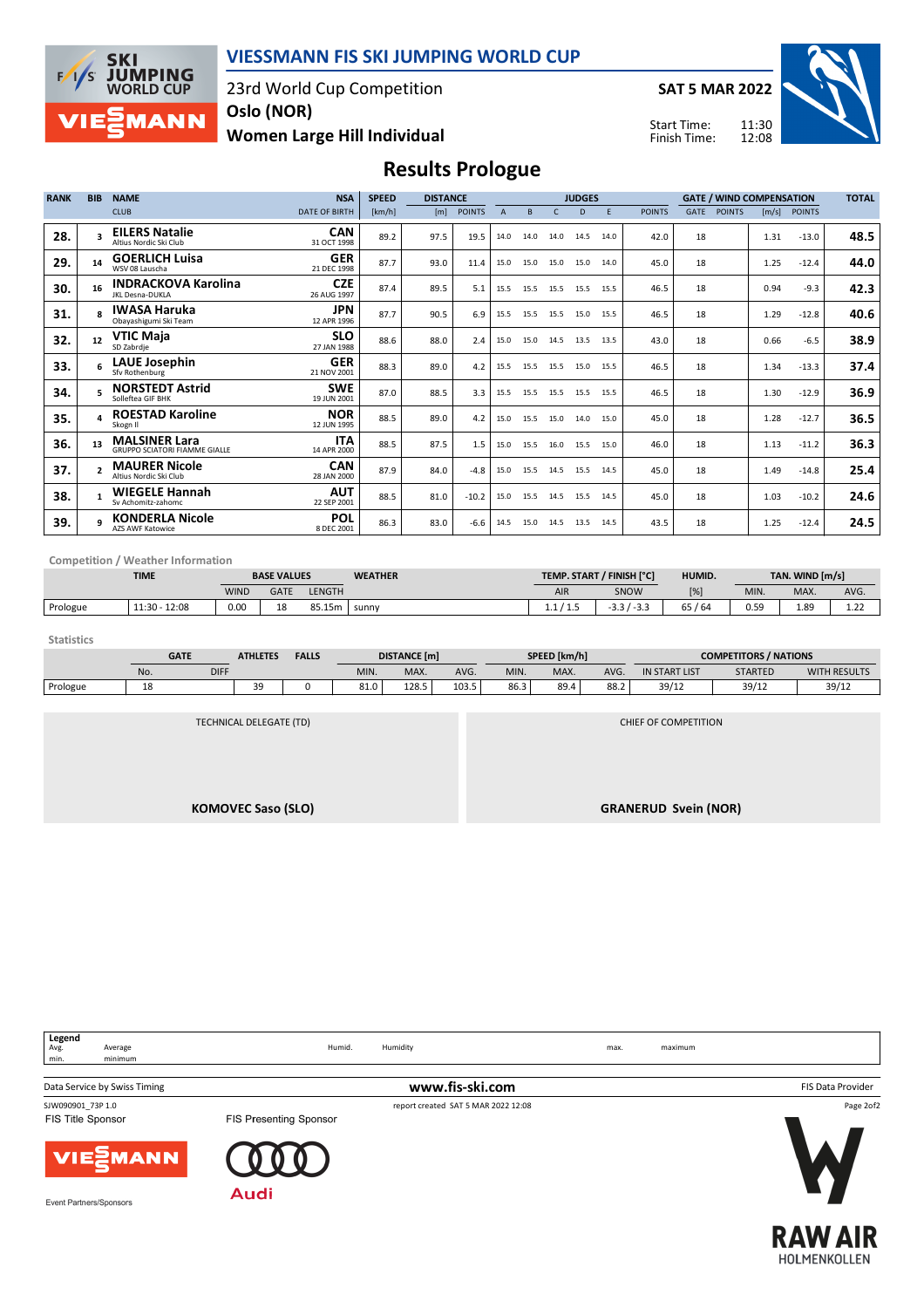# VIESSMANN FIS SKI JUMPING WORLD CUP

23rd World Cup Competition
Oslo (NOR)
**Women Large Hill Individual**

**SAT 5 MAR 2022**

Start Time: 11:30
Finish Time: 12:08

## Results Prologue

| RANK | BIB | NAME / CLUB | NSA / DATE OF BIRTH | SPEED [km/h] | DISTANCE [m] | DISTANCE POINTS | JUDGES A | B | C | D | E | JUDGES POINTS | GATE | GATE POINTS | WIND [m/s] | WIND POINTS | TOTAL |
|---|---|---|---|---|---|---|---|---|---|---|---|---|---|---|---|---|---|
| 28. | 3 | **EILERS Natalie** Altius Nordic Ski Club | CAN 31 OCT 1998 | 89.2 | 97.5 | 19.5 | 14.0 | 14.0 | 14.0 | 14.5 | 14.0 | 42.0 | 18 | | 1.31 | -13.0 | 48.5 |
| 29. | 14 | **GOERLICH Luisa** WSV 08 Lauscha | GER 21 DEC 1998 | 87.7 | 93.0 | 11.4 | 15.0 | 15.0 | 15.0 | 15.0 | 14.0 | 45.0 | 18 | | 1.25 | -12.4 | 44.0 |
| 30. | 16 | **INDRACKOVA Karolina** JKL Desna-DUKLA | CZE 26 AUG 1997 | 87.4 | 89.5 | 5.1 | 15.5 | 15.5 | 15.5 | 15.5 | 15.5 | 46.5 | 18 | | 0.94 | -9.3 | 42.3 |
| 31. | 8 | **IWASA Haruka** Obayashigumi Ski Team | JPN 12 APR 1996 | 87.7 | 90.5 | 6.9 | 15.5 | 15.5 | 15.5 | 15.0 | 15.5 | 46.5 | 18 | | 1.29 | -12.8 | 40.6 |
| 32. | 12 | **VTIC Maja** SD Zabrdje | SLO 27 JAN 1988 | 88.6 | 88.0 | 2.4 | 15.0 | 15.0 | 14.5 | 13.5 | 13.5 | 43.0 | 18 | | 0.66 | -6.5 | 38.9 |
| 33. | 6 | **LAUE Josephin** Sfv Rothenburg | GER 21 NOV 2001 | 88.3 | 89.0 | 4.2 | 15.5 | 15.5 | 15.5 | 15.0 | 15.5 | 46.5 | 18 | | 1.34 | -13.3 | 37.4 |
| 34. | 5 | **NORSTEDT Astrid** Solleftea GIF BHK | SWE 19 JUN 2001 | 87.0 | 88.5 | 3.3 | 15.5 | 15.5 | 15.5 | 15.5 | 15.5 | 46.5 | 18 | | 1.30 | -12.9 | 36.9 |
| 35. | 4 | **ROESTAD Karoline** Skogn Il | NOR 12 JUN 1995 | 88.5 | 89.0 | 4.2 | 15.0 | 15.5 | 15.0 | 14.0 | 15.0 | 45.0 | 18 | | 1.28 | -12.7 | 36.5 |
| 36. | 13 | **MALSINER Lara** GRUPPO SCIATORI FIAMME GIALLE | ITA 14 APR 2000 | 88.5 | 87.5 | 1.5 | 15.0 | 15.5 | 16.0 | 15.5 | 15.0 | 46.0 | 18 | | 1.13 | -11.2 | 36.3 |
| 37. | 2 | **MAURER Nicole** Altius Nordic Ski Club | CAN 28 JAN 2000 | 87.9 | 84.0 | -4.8 | 15.0 | 15.5 | 14.5 | 15.5 | 14.5 | 45.0 | 18 | | 1.49 | -14.8 | 25.4 |
| 38. | 1 | **WIEGELE Hannah** Sv Achomitz-zahomc | AUT 22 SEP 2001 | 88.5 | 81.0 | -10.2 | 15.0 | 15.5 | 14.5 | 15.5 | 14.5 | 45.0 | 18 | | 1.03 | -10.2 | 24.6 |
| 39. | 9 | **KONDERLA Nicole** AZS AWF Katowice | POL 8 DEC 2001 | 86.3 | 83.0 | -6.6 | 14.5 | 15.0 | 14.5 | 13.5 | 14.5 | 43.5 | 18 | | 1.25 | -12.4 | 24.5 |

### Competition / Weather Information

| | TIME | BASE VALUES WIND | GATE | LENGTH | WEATHER | TEMP. START / FINISH [°C] AIR | SNOW | HUMID. [%] | TAN. WIND [m/s] MIN. | MAX. | AVG. |
|---|---|---|---|---|---|---|---|---|---|---|---|
| Prologue | 11:30 - 12:08 | 0.00 | 18 | 85.15m | sunny | 1.1 / 1.5 | -3.3 / -3.3 | 65 / 64 | 0.59 | 1.89 | 1.22 |

### Statistics

| | GATE No. | DIFF | ATHLETES | FALLS | DISTANCE [m] MIN. | MAX. | AVG. | SPEED [km/h] MIN. | MAX. | AVG. | COMPETITORS / NATIONS IN START LIST | STARTED | WITH RESULTS |
|---|---|---|---|---|---|---|---|---|---|---|---|---|---|
| Prologue | 18 | | 39 | 0 | 81.0 | 128.5 | 103.5 | 86.3 | 89.4 | 88.2 | 39/12 | 39/12 | 39/12 |

TECHNICAL DELEGATE (TD)
**KOMOVEC Saso (SLO)**

CHIEF OF COMPETITION
**GRANERUD Svein (NOR)**

**Legend**
Avg. Average
min. minimum
Humid. Humidity
max. maximum

Data Service by Swiss Timing
**www.fis-ski.com**
FIS Data Provider

SJW090901_73P 1.0
report created SAT 5 MAR 2022 12:08

FIS Title Sponsor
FIS Presenting Sponsor
Event Partners/Sponsors